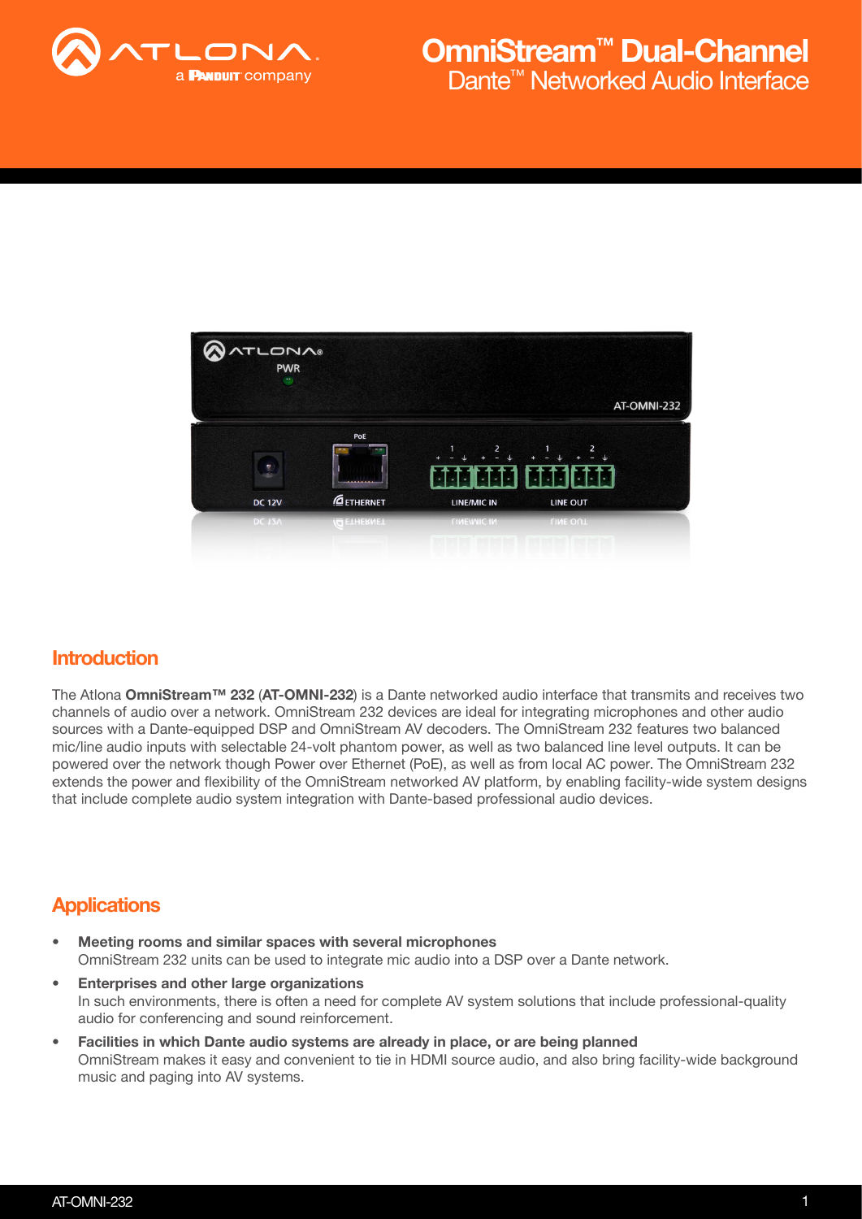# OmniStream™ Dual-Channel Dante™ Networked Audio Interface

## Introduction

The Atlona **OmniStream™ 232** (**AT-OMNI-232**) is a Dante networked audio interface that transmits and receives two channels of audio over a network. OmniStream 232 devices are ideal for integrating microphones and other audio sources with a Dante-equipped DSP and OmniStream AV decoders. The OmniStream 232 features two balanced mic/line audio inputs with selectable 24-volt phantom power, as well as two balanced line level outputs. It can be powered over the network though Power over Ethernet (PoE), as well as from local AC power. The OmniStream 232 extends the power and flexibility of the OmniStream networked AV platform, by enabling facility-wide system designs that include complete audio system integration with Dante-based professional audio devices.

## Applications

- **Meeting rooms and similar spaces with several microphones**
  OmniStream 232 units can be used to integrate mic audio into a DSP over a Dante network.
- **Enterprises and other large organizations**
  In such environments, there is often a need for complete AV system solutions that include professional-quality audio for conferencing and sound reinforcement.
- **Facilities in which Dante audio systems are already in place, or are being planned**
  OmniStream makes it easy and convenient to tie in HDMI source audio, and also bring facility-wide background music and paging into AV systems.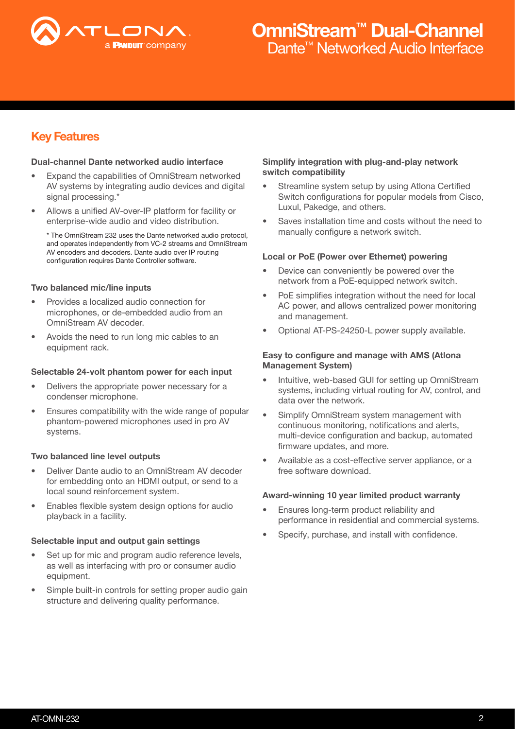# OmniStream™ Dual-Channel Dante™ Networked Audio Interface

## Key Features

### Dual-channel Dante networked audio interface

- Expand the capabilities of OmniStream networked AV systems by integrating audio devices and digital signal processing.*
- Allows a unified AV-over-IP platform for facility or enterprise-wide audio and video distribution.

  * The OmniStream 232 uses the Dante networked audio protocol, and operates independently from VC-2 streams and OmniStream AV encoders and decoders. Dante audio over IP routing configuration requires Dante Controller software.

### Two balanced mic/line inputs

- Provides a localized audio connection for microphones, or de-embedded audio from an OmniStream AV decoder.
- Avoids the need to run long mic cables to an equipment rack.

### Selectable 24-volt phantom power for each input

- Delivers the appropriate power necessary for a condenser microphone.
- Ensures compatibility with the wide range of popular phantom-powered microphones used in pro AV systems.

### Two balanced line level outputs

- Deliver Dante audio to an OmniStream AV decoder for embedding onto an HDMI output, or send to a local sound reinforcement system.
- Enables flexible system design options for audio playback in a facility.

### Selectable input and output gain settings

- Set up for mic and program audio reference levels, as well as interfacing with pro or consumer audio equipment.
- Simple built-in controls for setting proper audio gain structure and delivering quality performance.

### Simplify integration with plug-and-play network switch compatibility

- Streamline system setup by using Atlona Certified Switch configurations for popular models from Cisco, Luxul, Pakedge, and others.
- Saves installation time and costs without the need to manually configure a network switch.

### Local or PoE (Power over Ethernet) powering

- Device can conveniently be powered over the network from a PoE-equipped network switch.
- PoE simplifies integration without the need for local AC power, and allows centralized power monitoring and management.
- Optional AT-PS-24250-L power supply available.

### Easy to configure and manage with AMS (Atlona Management System)

- Intuitive, web-based GUI for setting up OmniStream systems, including virtual routing for AV, control, and data over the network.
- Simplify OmniStream system management with continuous monitoring, notifications and alerts, multi-device configuration and backup, automated firmware updates, and more.
- Available as a cost-effective server appliance, or a free software download.

### Award-winning 10 year limited product warranty

- Ensures long-term product reliability and performance in residential and commercial systems.
- Specify, purchase, and install with confidence.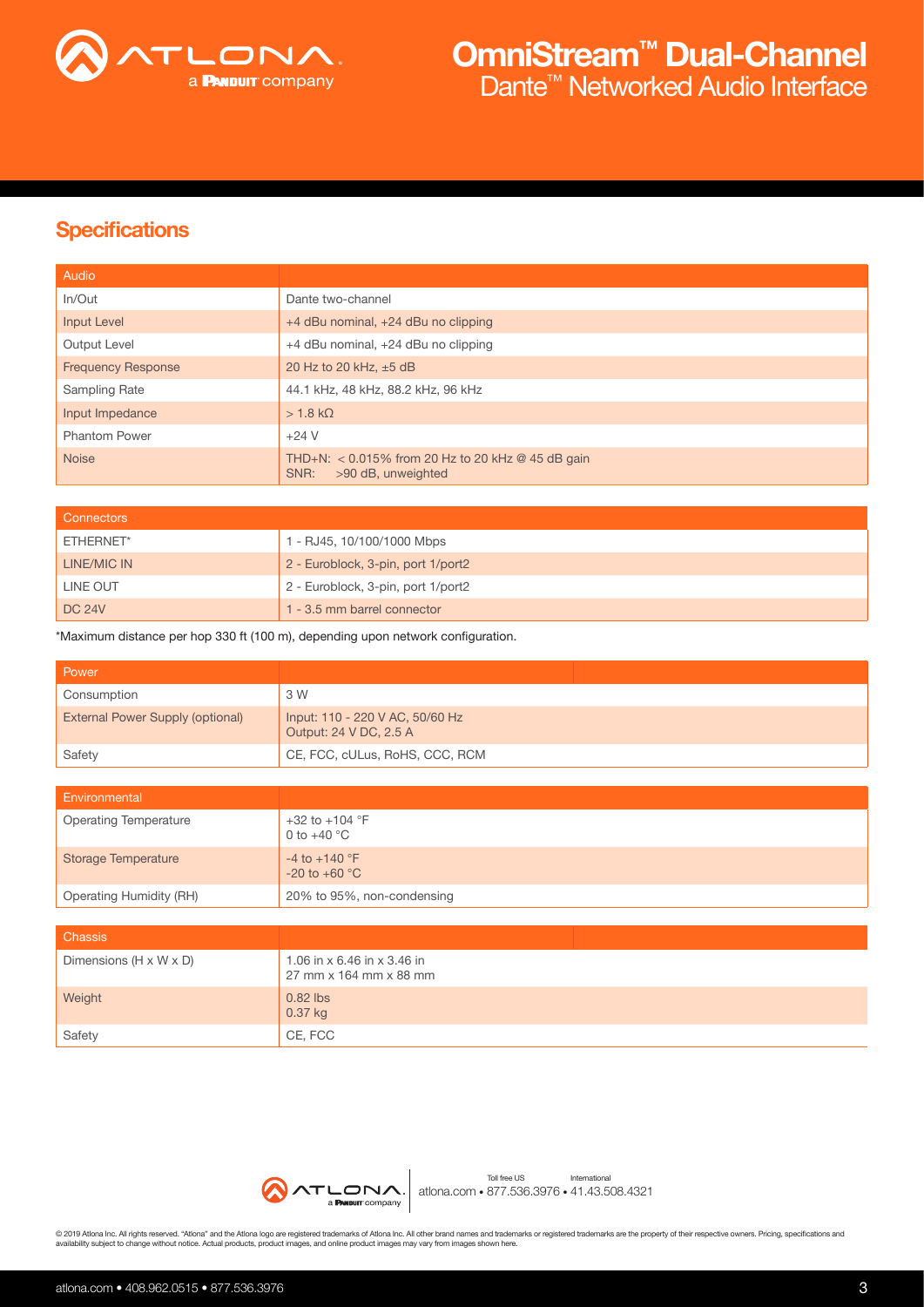# OmniStream™ Dual-Channel
## Dante™ Networked Audio Interface

## Specifications

| Audio | |
|---|---|
| In/Out | Dante two-channel |
| Input Level | +4 dBu nominal, +24 dBu no clipping |
| Output Level | +4 dBu nominal, +24 dBu no clipping |
| Frequency Response | 20 Hz to 20 kHz, ±5 dB |
| Sampling Rate | 44.1 kHz, 48 kHz, 88.2 kHz, 96 kHz |
| Input Impedance | > 1.8 kΩ |
| Phantom Power | +24 V |
| Noise | THD+N: < 0.015% from 20 Hz to 20 kHz @ 45 dB gain<br>SNR: >90 dB, unweighted |

| Connectors | |
|---|---|
| ETHERNET* | 1 - RJ45, 10/100/1000 Mbps |
| LINE/MIC IN | 2 - Euroblock, 3-pin, port 1/port2 |
| LINE OUT | 2 - Euroblock, 3-pin, port 1/port2 |
| DC 24V | 1 - 3.5 mm barrel connector |

*Maximum distance per hop 330 ft (100 m), depending upon network configuration.

| Power | |
|---|---|
| Consumption | 3 W |
| External Power Supply (optional) | Input: 110 - 220 V AC, 50/60 Hz<br>Output: 24 V DC, 2.5 A |
| Safety | CE, FCC, cULus, RoHS, CCC, RCM |

| Environmental | |
|---|---|
| Operating Temperature | +32 to +104 °F<br>0 to +40 °C |
| Storage Temperature | -4 to +140 °F<br>-20 to +60 °C |
| Operating Humidity (RH) | 20% to 95%, non-condensing |

| Chassis | |
|---|---|
| Dimensions (H x W x D) | 1.06 in x 6.46 in x 3.46 in<br>27 mm x 164 mm x 88 mm |
| Weight | 0.82 lbs<br>0.37 kg |
| Safety | CE, FCC |

Toll free US International
atlona.com • 877.536.3976 • 41.43.508.4321

© 2019 Atlona Inc. All rights reserved. "Atlona" and the Atlona logo are registered trademarks of Atlona Inc. All other brand names and trademarks or registered trademarks are the property of their respective owners. Pricing, specifications and availability subject to change without notice. Actual products, product images, and online product images may vary from images shown here.